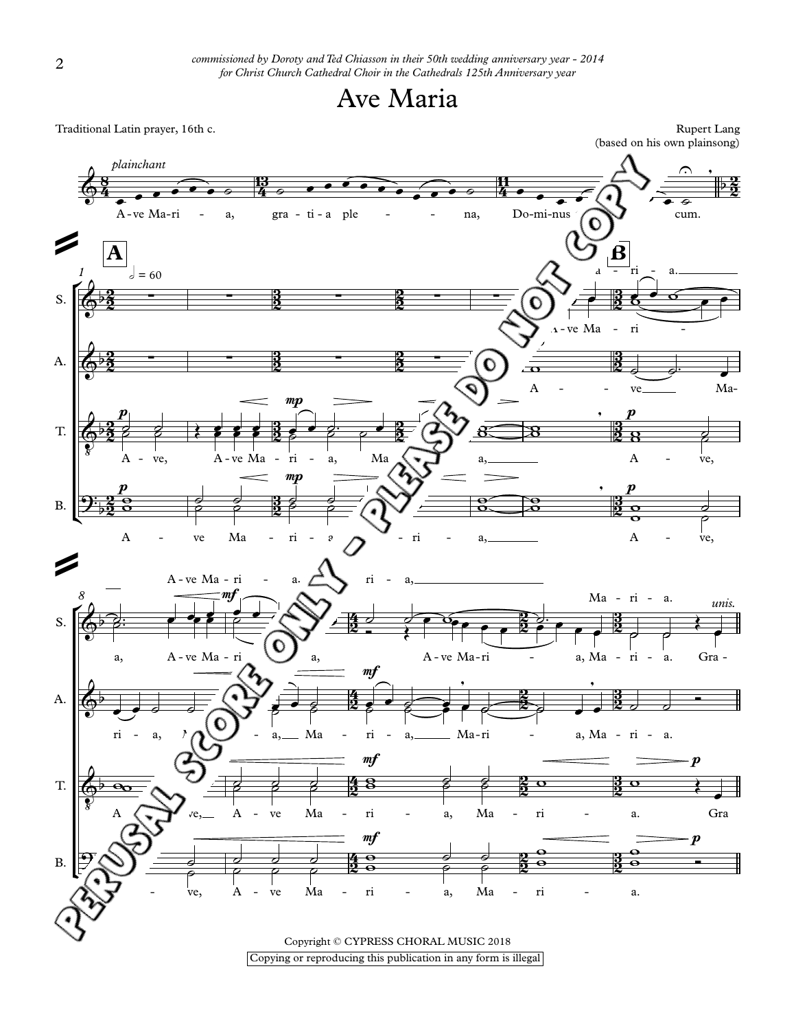*commissioned by Doroty and Ted Chiasson in their 50th wedding anniversary year - 2014*
*for Christ Church Cathedral Choir in the Cathedrals 125th Anniversary year*

# Ave Maria

Traditional Latin prayer, 16th c.

Rupert Lang
(based on his own plainsong)

Copyright © CYPRESS CHORAL MUSIC 2018

Copying or reproducing this publication in any form is illegal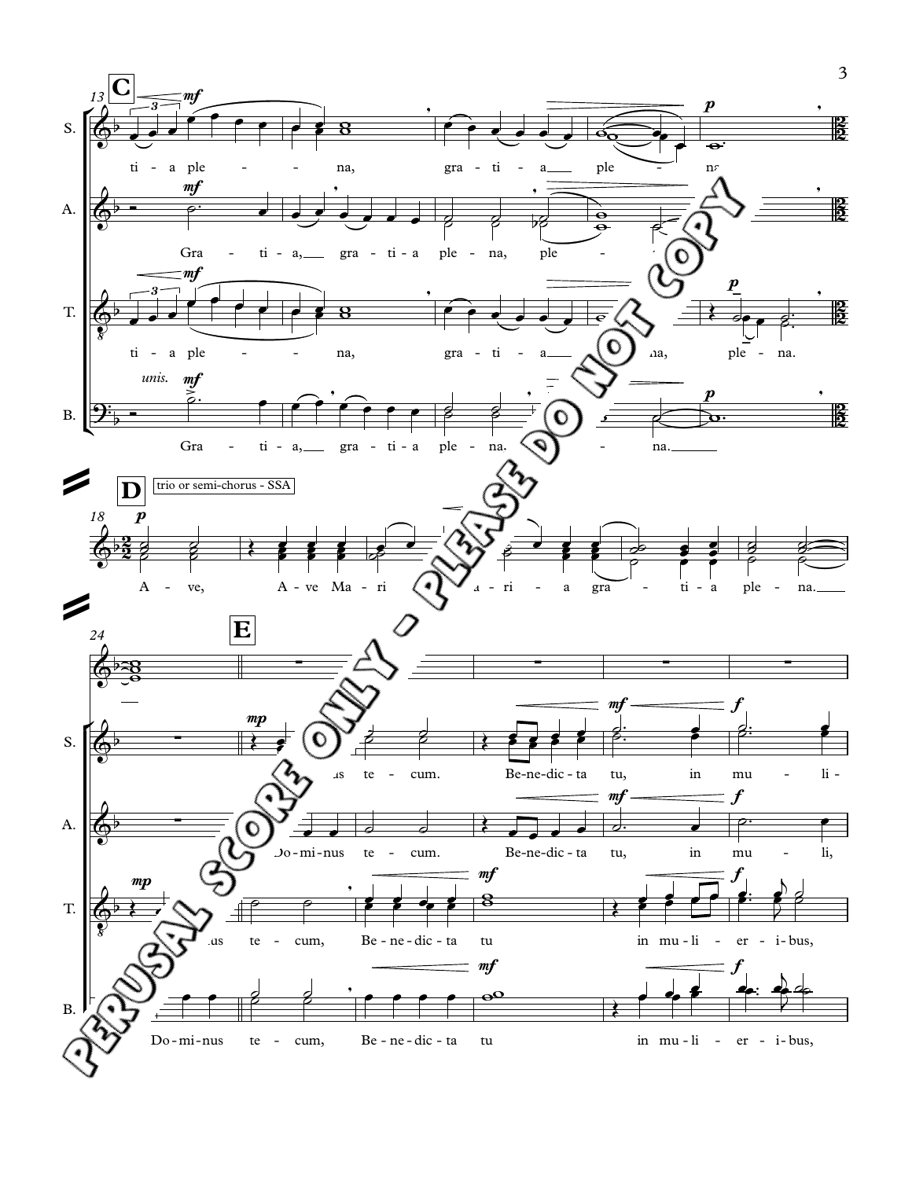**C**

S.: ti - a ple - na, gra - ti - a ple - na,

A.: Gra - ti - a, gra - ti - a ple - na, ple -

T.: ti - a ple - na, gra - ti - a na, ple - na.

B.: *unis.* Gra - ti - a, gra - ti - a ple - na. na.

**D** trio or semi-chorus - SSA

A - ve, A - ve Ma - ri a - ri - a gra - ti - a ple - na.

**E**

S.: us te - cum. Be - ne - dic - ta tu, in mu - li -

A.: Do - mi - nus te - cum. Be - ne - dic - ta tu, in mu - li,

T.: us te - cum, Be - ne - dic - ta tu in mu - li - er - i - bus,

B.: Do - mi - nus te - cum, Be - ne - dic - ta tu in mu - li - er - i - bus,

PERUSAL SCORE ONLY - PLEASE DO NOT COPY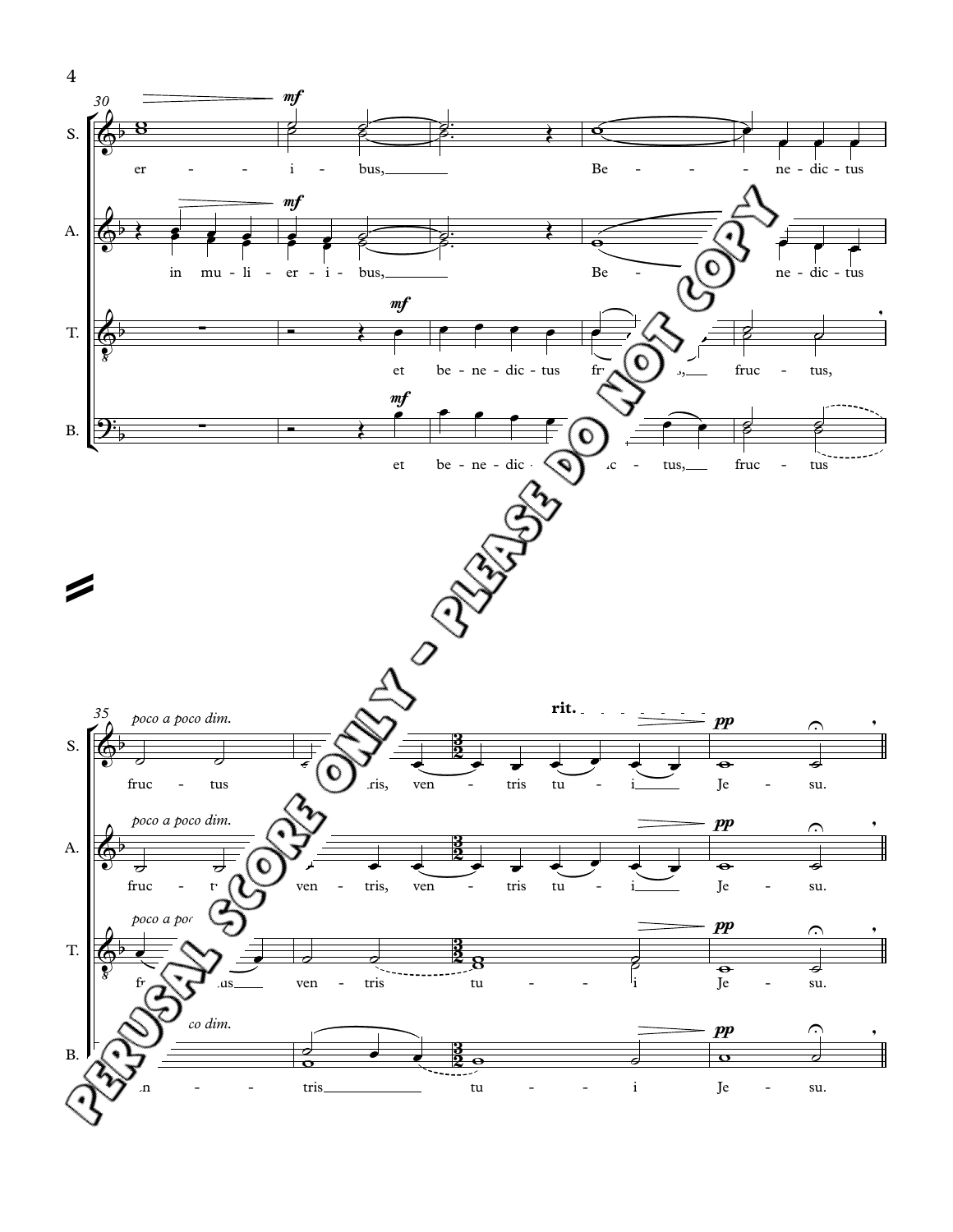PERUSAL SCORE ONLY - PLEASE DO NOT COPY

**30**

S. *mf* er - - i - bus, Be - - - ne - dic - tus

A. *mf* in mu - li - er - i - bus, Be - - ne - dic - tus

T. *mf* et be - ne - dic - tus fr[uc - tus], fruc - tus,

B. *mf* et be - ne - dic - [tus fruc] - tus, fruc - tus

**35**

S. *poco a poco dim.* fruc - tus [ven - t]ris, ven - tris tu - i Je - su.

**rit.** *pp*

A. *poco a poco dim.* fruc - t[us] ven - tris, ven - tris tu - i Je - su. *pp*

T. *poco a po[co dim.]* fr[uct]us ven - tris tu - i Je - su. *pp*

B. [*poco a po*]*co dim.* [ve]n - tris tu - i Je - su. *pp*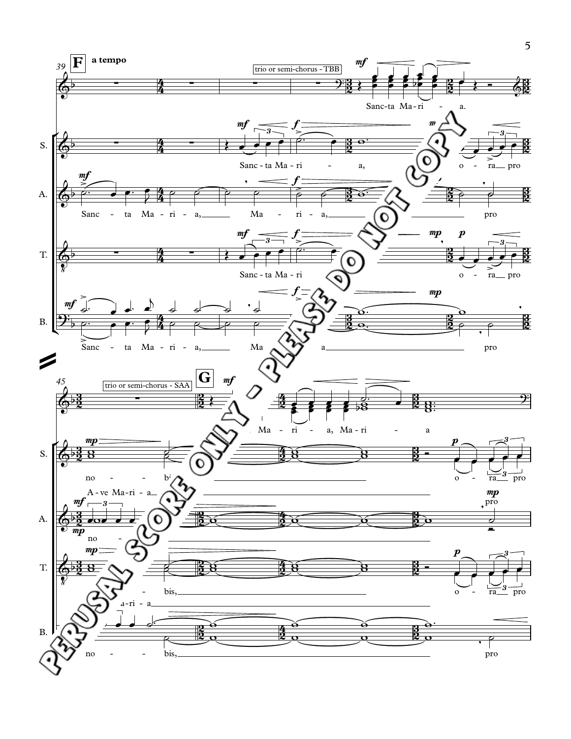39 **F** **a tempo**

trio or semi-chorus - TBB

Sanc-ta Ma-ri - a.

S. Sanc-ta Ma-ri - a, o - ra pro

A. Sanc - ta Ma-ri - a, Ma - ri - a, pro

T. Sanc-ta Ma-ri o - ra pro

B. Sanc - ta Ma-ri - a, Ma a pro

45

trio or semi-chorus - SAA

**G**

Ma - ri - a, Ma-ri - a

S. no - bis, o - ra pro

A-ve Ma-ri - a

A. no - pro

T. bis, o - ra pro

a-ri - a

B. no - bis, pro

PERUSAL SCORE ONLY - PLEASE DO NOT COPY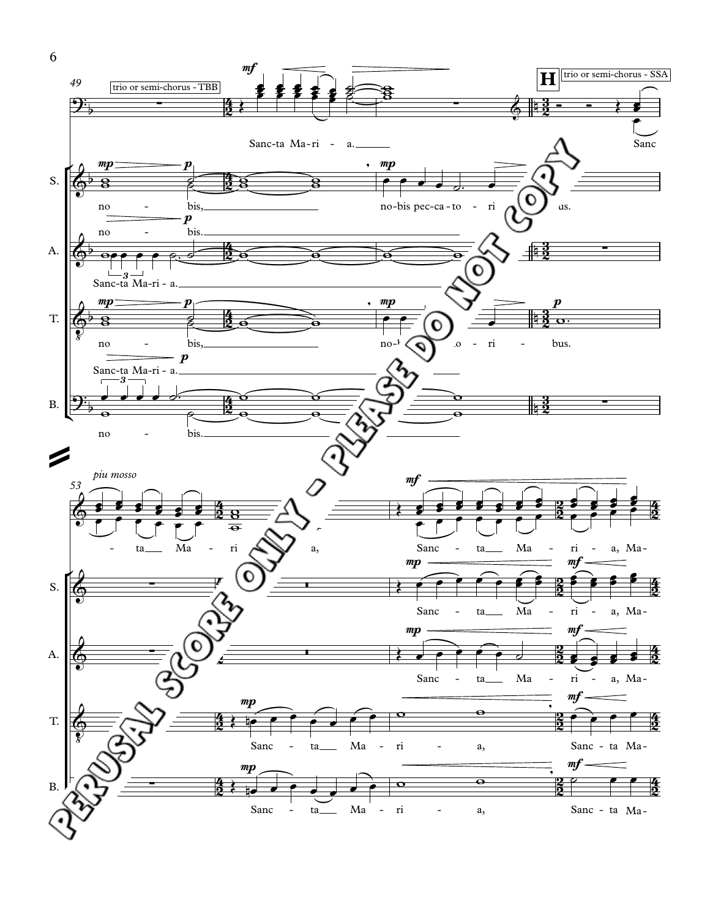trio or semi-chorus - TBB

**H** trio or semi-chorus - SSA

*piu mosso*

PERUSAL SCORE ONLY - PLEASE DO NOT COPY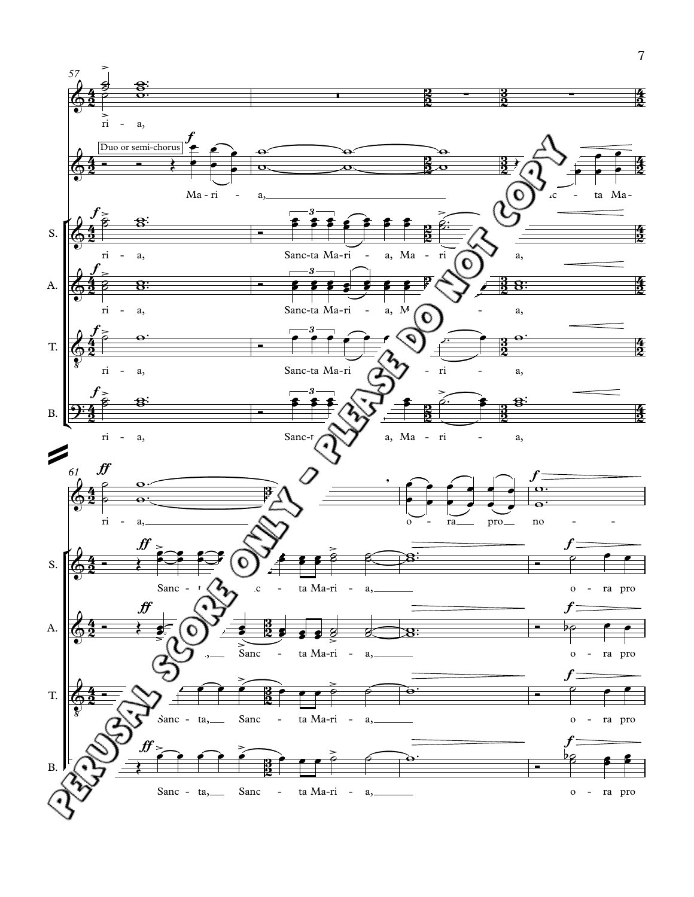PERUSAL SCORE ONLY - PLEASE DO NOT COPY

Duo or semi-chorus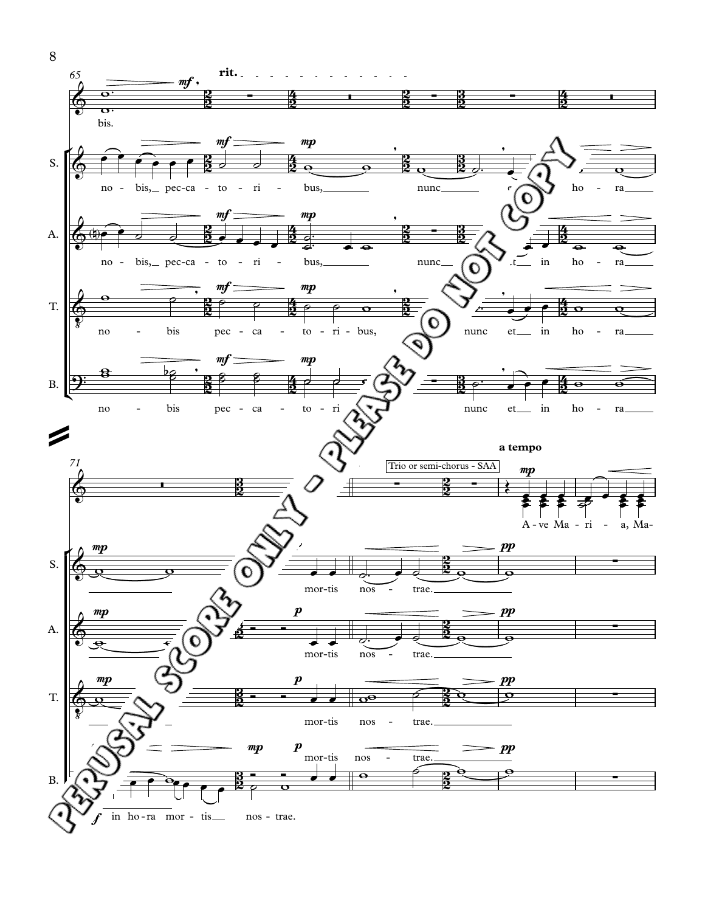rit.

a tempo

Trio or semi-chorus - SAA

S.: no - bis, pec-ca - to - ri - bus, nunc et in ho - ra mor-tis nos - trae.

A.: no - bis, pec-ca - to - ri - bus, nunc et in ho - ra mor-tis nos - trae.

T.: no - bis pec - ca - to - ri - bus, nunc et in ho - ra mor-tis nos - trae.

B.: no - bis pec - ca - to - ri nunc et in ho - ra in ho-ra mor - tis nos - trae. mor-tis nos - trae.

SAA: A - ve Ma - ri - a, Ma-

PERUSAL SCORE ONLY - PLEASE DO NOT COPY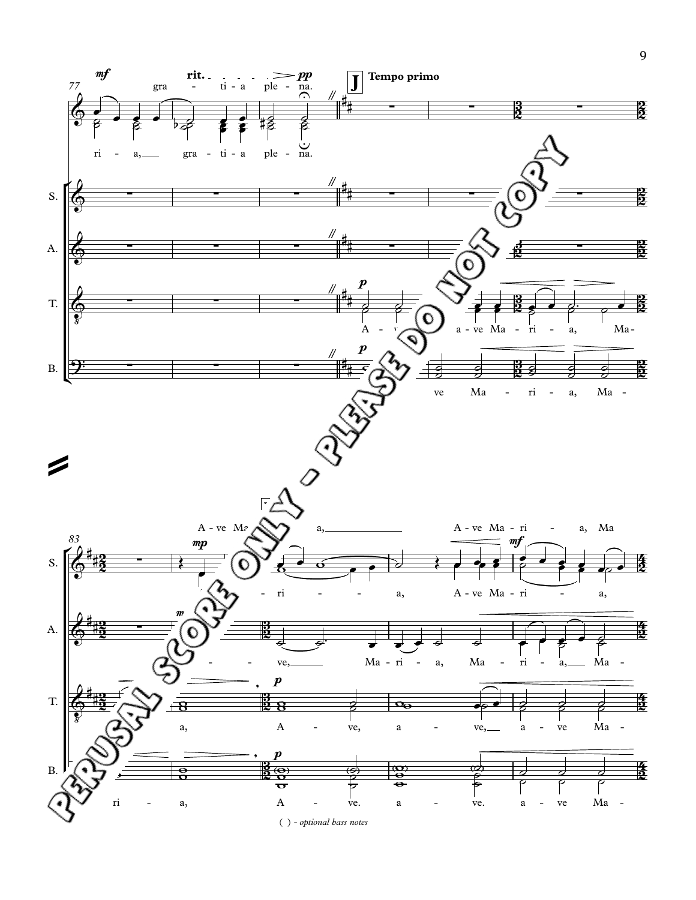rit. — **J** Tempo primo

gra - ti - a ple - na.

ri - a, gra - ti - a ple - na.

S.

A.

T.

A - ve, a - ve Ma - ri - a, Ma-

B.

ve Ma - ri - a, Ma -

A - ve Ma - ri - a, A - ve Ma - ri - a, Ma

ri - a, A - ve Ma - ri - a,

ve, Ma - ri - a, Ma - ri - a, Ma -

a, A - ve, a - ve, a - ve Ma -

ri - a, A - ve. a - ve. a - ve Ma -

( ) - *optional bass notes*

PERUSAL SCORE ONLY - PLEASE DO NOT COPY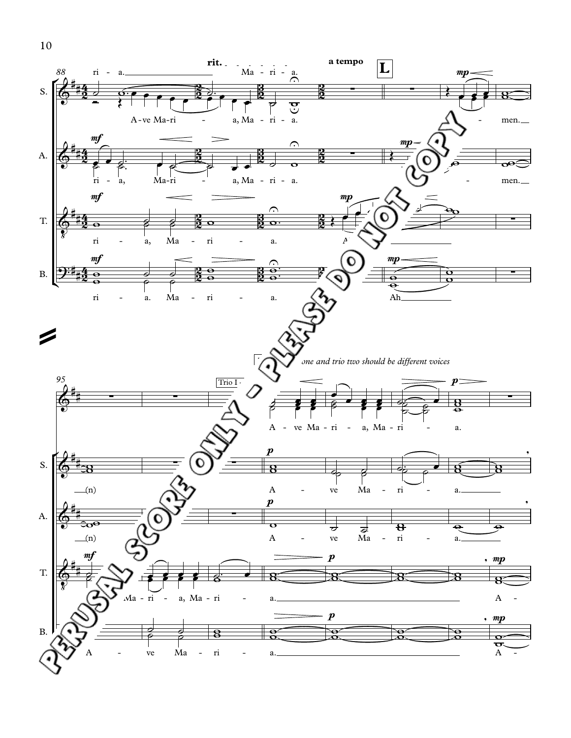rit. a tempo

**L**

Trio one and trio two should be different voices

PERUSAL SCORE ONLY - PLEASE DO NOT COPY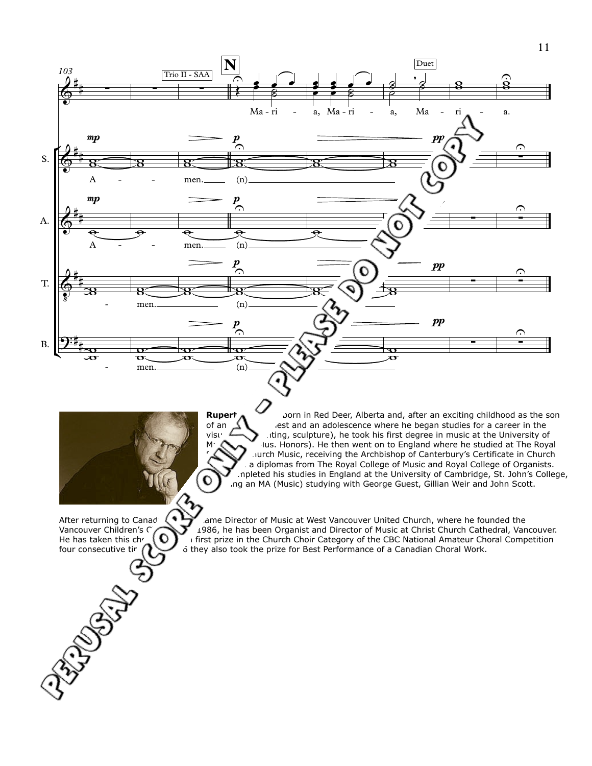103

Trio II - SAA

**N**

Duet

Ma - ri - a, Ma - ri - a, Ma - ri - a.

S. *mp* A - - men. (n) *p* *pp*

A. *mp* A - - men. (n) *p*

T. - men. (n) *p* *pp*

B. - men. (n) *p* *pp*

PERUSAL SCORE ONLY - PLEASE DO NOT COPY

**Rupert** ... born in Red Deer, Alberta and, after an exciting childhood as the son of an ... est and an adolescence where he began studies for a career in the visu... ...ting, sculpture), he took his first degree in music at the University of M... ...us. Honors). He then went on to England where he studied at The Royal ... ...hurch Music, receiving the Archbishop of Canterbury's Certificate in Church ... a diplomas from The Royal College of Music and Royal College of Organists. ...mpleted his studies in England at the University of Cambridge, St. John's College, ...ng an MA (Music) studying with George Guest, Gillian Weir and John Scott.

After returning to Canad... ...ame Director of Music at West Vancouver United Church, where he founded the Vancouver Children's C... ...1986, he has been Organist and Director of Music at Christ Church Cathedral, Vancouver. He has taken this ch... ...i first prize in the Church Choir Category of the CBC National Amateur Choral Competition four consecutive ti... ...6 they also took the prize for Best Performance of a Canadian Choral Work.